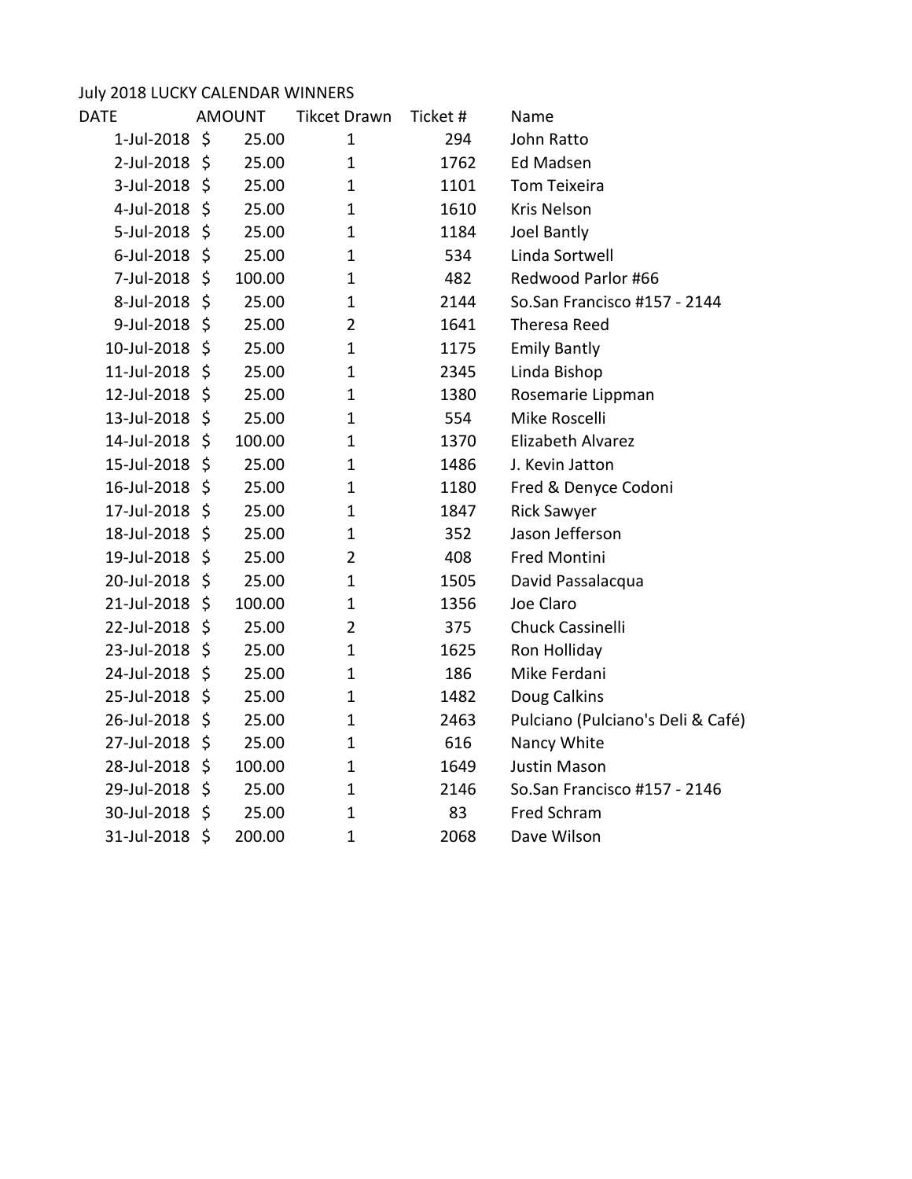July 2018 LUCKY CALENDAR WINNERS

| DATE | AMOUNT | Tikcet Drawn | Ticket # | Name |
|---|---|---|---|---|
| 1-Jul-2018 | $ 25.00 | 1 | 294 | John Ratto |
| 2-Jul-2018 | $ 25.00 | 1 | 1762 | Ed Madsen |
| 3-Jul-2018 | $ 25.00 | 1 | 1101 | Tom Teixeira |
| 4-Jul-2018 | $ 25.00 | 1 | 1610 | Kris Nelson |
| 5-Jul-2018 | $ 25.00 | 1 | 1184 | Joel Bantly |
| 6-Jul-2018 | $ 25.00 | 1 | 534 | Linda Sortwell |
| 7-Jul-2018 | $ 100.00 | 1 | 482 | Redwood Parlor #66 |
| 8-Jul-2018 | $ 25.00 | 1 | 2144 | So.San Francisco #157 - 2144 |
| 9-Jul-2018 | $ 25.00 | 2 | 1641 | Theresa Reed |
| 10-Jul-2018 | $ 25.00 | 1 | 1175 | Emily Bantly |
| 11-Jul-2018 | $ 25.00 | 1 | 2345 | Linda Bishop |
| 12-Jul-2018 | $ 25.00 | 1 | 1380 | Rosemarie Lippman |
| 13-Jul-2018 | $ 25.00 | 1 | 554 | Mike Roscelli |
| 14-Jul-2018 | $ 100.00 | 1 | 1370 | Elizabeth Alvarez |
| 15-Jul-2018 | $ 25.00 | 1 | 1486 | J. Kevin Jatton |
| 16-Jul-2018 | $ 25.00 | 1 | 1180 | Fred & Denyce Codoni |
| 17-Jul-2018 | $ 25.00 | 1 | 1847 | Rick Sawyer |
| 18-Jul-2018 | $ 25.00 | 1 | 352 | Jason Jefferson |
| 19-Jul-2018 | $ 25.00 | 2 | 408 | Fred Montini |
| 20-Jul-2018 | $ 25.00 | 1 | 1505 | David Passalacqua |
| 21-Jul-2018 | $ 100.00 | 1 | 1356 | Joe Claro |
| 22-Jul-2018 | $ 25.00 | 2 | 375 | Chuck Cassinelli |
| 23-Jul-2018 | $ 25.00 | 1 | 1625 | Ron Holliday |
| 24-Jul-2018 | $ 25.00 | 1 | 186 | Mike Ferdani |
| 25-Jul-2018 | $ 25.00 | 1 | 1482 | Doug Calkins |
| 26-Jul-2018 | $ 25.00 | 1 | 2463 | Pulciano (Pulciano's Deli & Café) |
| 27-Jul-2018 | $ 25.00 | 1 | 616 | Nancy White |
| 28-Jul-2018 | $ 100.00 | 1 | 1649 | Justin Mason |
| 29-Jul-2018 | $ 25.00 | 1 | 2146 | So.San Francisco #157 - 2146 |
| 30-Jul-2018 | $ 25.00 | 1 | 83 | Fred Schram |
| 31-Jul-2018 | $ 200.00 | 1 | 2068 | Dave Wilson |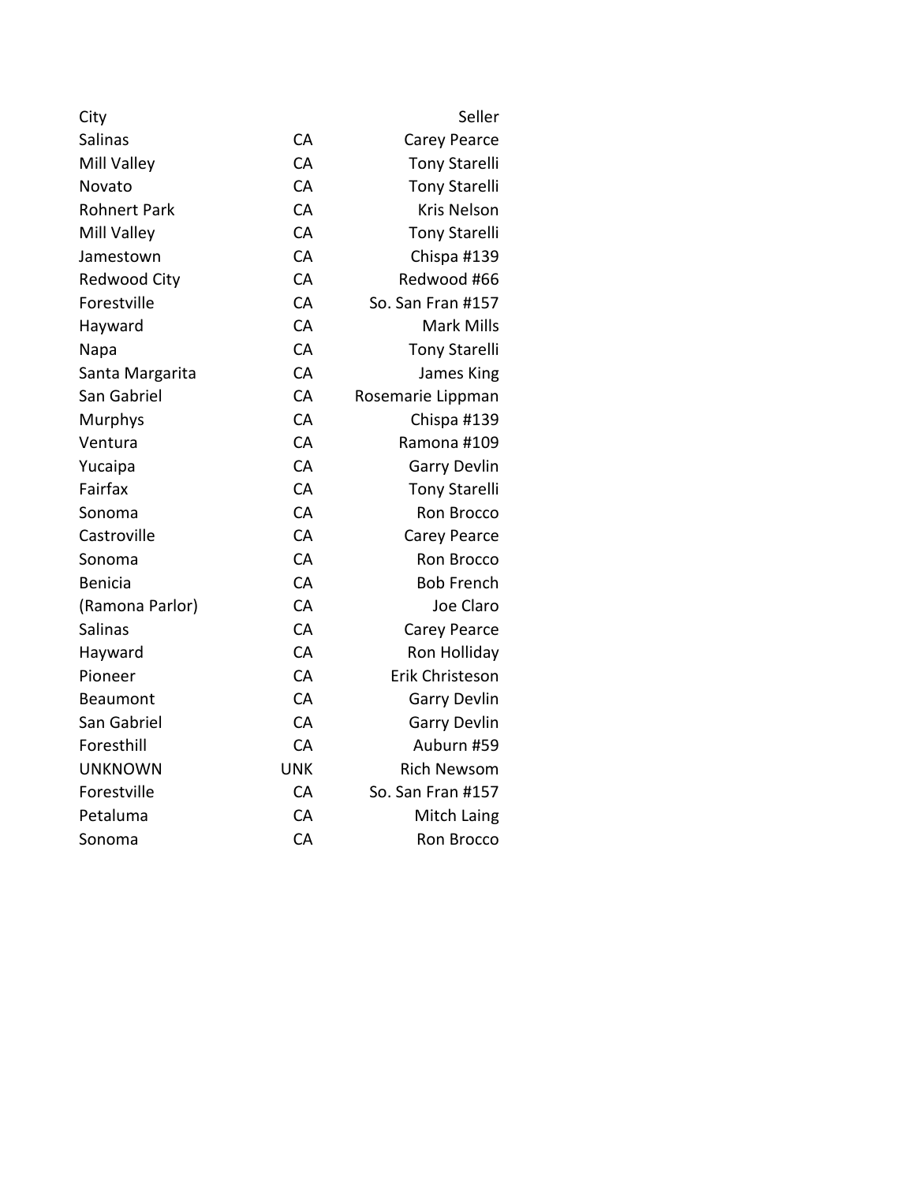| City | | Seller |
|---|---|---|
| Salinas | CA | Carey Pearce |
| Mill Valley | CA | Tony Starelli |
| Novato | CA | Tony Starelli |
| Rohnert Park | CA | Kris Nelson |
| Mill Valley | CA | Tony Starelli |
| Jamestown | CA | Chispa #139 |
| Redwood City | CA | Redwood #66 |
| Forestville | CA | So. San Fran #157 |
| Hayward | CA | Mark Mills |
| Napa | CA | Tony Starelli |
| Santa Margarita | CA | James King |
| San Gabriel | CA | Rosemarie Lippman |
| Murphys | CA | Chispa #139 |
| Ventura | CA | Ramona #109 |
| Yucaipa | CA | Garry Devlin |
| Fairfax | CA | Tony Starelli |
| Sonoma | CA | Ron Brocco |
| Castroville | CA | Carey Pearce |
| Sonoma | CA | Ron Brocco |
| Benicia | CA | Bob French |
| (Ramona Parlor) | CA | Joe Claro |
| Salinas | CA | Carey Pearce |
| Hayward | CA | Ron Holliday |
| Pioneer | CA | Erik Christeson |
| Beaumont | CA | Garry Devlin |
| San Gabriel | CA | Garry Devlin |
| Foresthill | CA | Auburn #59 |
| UNKNOWN | UNK | Rich Newsom |
| Forestville | CA | So. San Fran #157 |
| Petaluma | CA | Mitch Laing |
| Sonoma | CA | Ron Brocco |